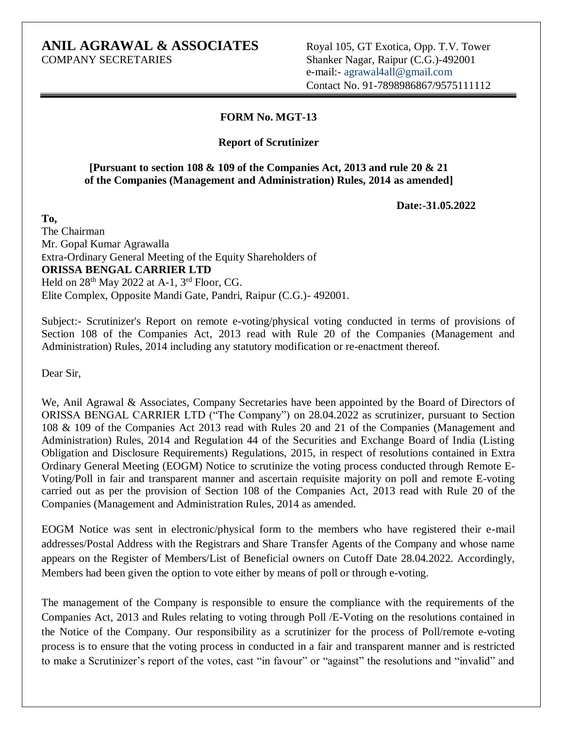**ANIL AGRAWAL & ASSOCIATES**
COMPANY SECRETARIES

Royal 105, GT Exotica, Opp. T.V. Tower
Shanker Nagar, Raipur (C.G.)-492001
e-mail:- agrawal4all@gmail.com
Contact No. 91-7898986867/9575111112

**FORM No. MGT-13**

**Report of Scrutinizer**

**[Pursuant to section 108 & 109 of the Companies Act, 2013 and rule 20 & 21 of the Companies (Management and Administration) Rules, 2014 as amended]**

**Date:-31.05.2022**

**To,**
The Chairman
Mr. Gopal Kumar Agrawalla
Extra-Ordinary General Meeting of the Equity Shareholders of
**ORISSA BENGAL CARRIER LTD**
Held on 28th May 2022 at A-1, 3rd Floor, CG.
Elite Complex, Opposite Mandi Gate, Pandri, Raipur (C.G.)- 492001.

Subject:- Scrutinizer's Report on remote e-voting/physical voting conducted in terms of provisions of Section 108 of the Companies Act, 2013 read with Rule 20 of the Companies (Management and Administration) Rules, 2014 including any statutory modification or re-enactment thereof.

Dear Sir,

We, Anil Agrawal & Associates, Company Secretaries have been appointed by the Board of Directors of ORISSA BENGAL CARRIER LTD ("The Company") on 28.04.2022 as scrutinizer, pursuant to Section 108 & 109 of the Companies Act 2013 read with Rules 20 and 21 of the Companies (Management and Administration) Rules, 2014 and Regulation 44 of the Securities and Exchange Board of India (Listing Obligation and Disclosure Requirements) Regulations, 2015, in respect of resolutions contained in Extra Ordinary General Meeting (EOGM) Notice to scrutinize the voting process conducted through Remote E-Voting/Poll in fair and transparent manner and ascertain requisite majority on poll and remote E-voting carried out as per the provision of Section 108 of the Companies Act, 2013 read with Rule 20 of the Companies (Management and Administration Rules, 2014 as amended.

EOGM Notice was sent in electronic/physical form to the members who have registered their e-mail addresses/Postal Address with the Registrars and Share Transfer Agents of the Company and whose name appears on the Register of Members/List of Beneficial owners on Cutoff Date 28.04.2022. Accordingly, Members had been given the option to vote either by means of poll or through e-voting.

The management of the Company is responsible to ensure the compliance with the requirements of the Companies Act, 2013 and Rules relating to voting through Poll /E-Voting on the resolutions contained in the Notice of the Company. Our responsibility as a scrutinizer for the process of Poll/remote e-voting process is to ensure that the voting process in conducted in a fair and transparent manner and is restricted to make a Scrutinizer's report of the votes, cast "in favour" or "against" the resolutions and "invalid" and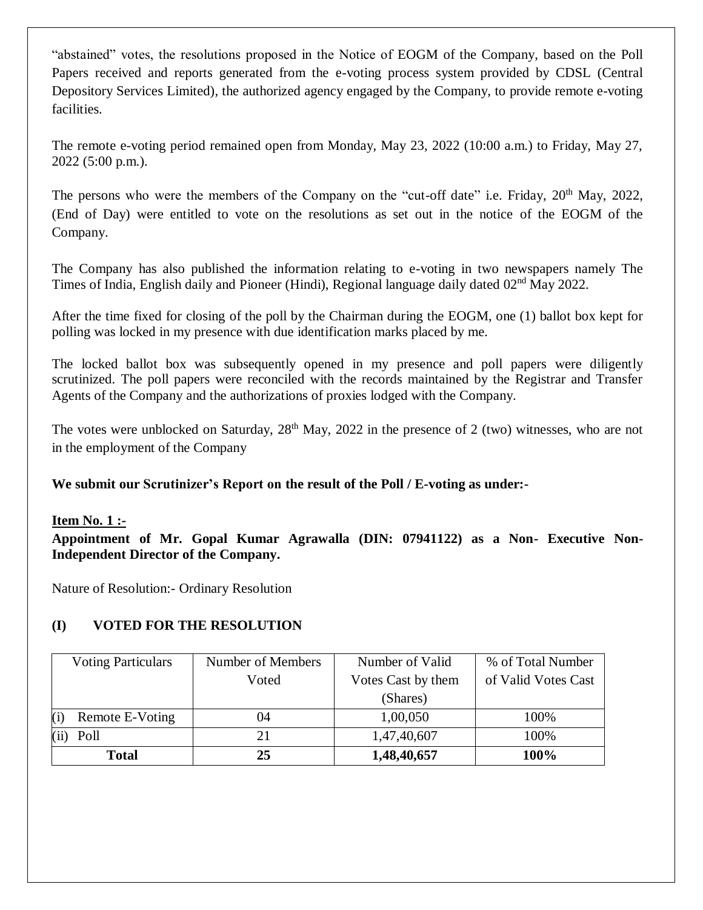"abstained" votes, the resolutions proposed in the Notice of EOGM of the Company, based on the Poll Papers received and reports generated from the e-voting process system provided by CDSL (Central Depository Services Limited), the authorized agency engaged by the Company, to provide remote e-voting facilities.

The remote e-voting period remained open from Monday, May 23, 2022 (10:00 a.m.) to Friday, May 27, 2022 (5:00 p.m.).

The persons who were the members of the Company on the "cut-off date" i.e. Friday, 20th May, 2022, (End of Day) were entitled to vote on the resolutions as set out in the notice of the EOGM of the Company.

The Company has also published the information relating to e-voting in two newspapers namely The Times of India, English daily and Pioneer (Hindi), Regional language daily dated 02nd May 2022.

After the time fixed for closing of the poll by the Chairman during the EOGM, one (1) ballot box kept for polling was locked in my presence with due identification marks placed by me.

The locked ballot box was subsequently opened in my presence and poll papers were diligently scrutinized. The poll papers were reconciled with the records maintained by the Registrar and Transfer Agents of the Company and the authorizations of proxies lodged with the Company.

The votes were unblocked on Saturday, 28th May, 2022 in the presence of 2 (two) witnesses, who are not in the employment of the Company

**We submit our Scrutinizer's Report on the result of the Poll / E-voting as under:-**

**Item No. 1 :-**

**Appointment of Mr. Gopal Kumar Agrawalla (DIN: 07941122) as a Non- Executive Non-Independent Director of the Company.**

Nature of Resolution:- Ordinary Resolution

### (I) VOTED FOR THE RESOLUTION

| Voting Particulars | Number of Members Voted | Number of Valid Votes Cast by them (Shares) | % of Total Number of Valid Votes Cast |
|---|---|---|---|
| (i) Remote E-Voting | 04 | 1,00,050 | 100% |
| (ii) Poll | 21 | 1,47,40,607 | 100% |
| **Total** | **25** | **1,48,40,657** | **100%** |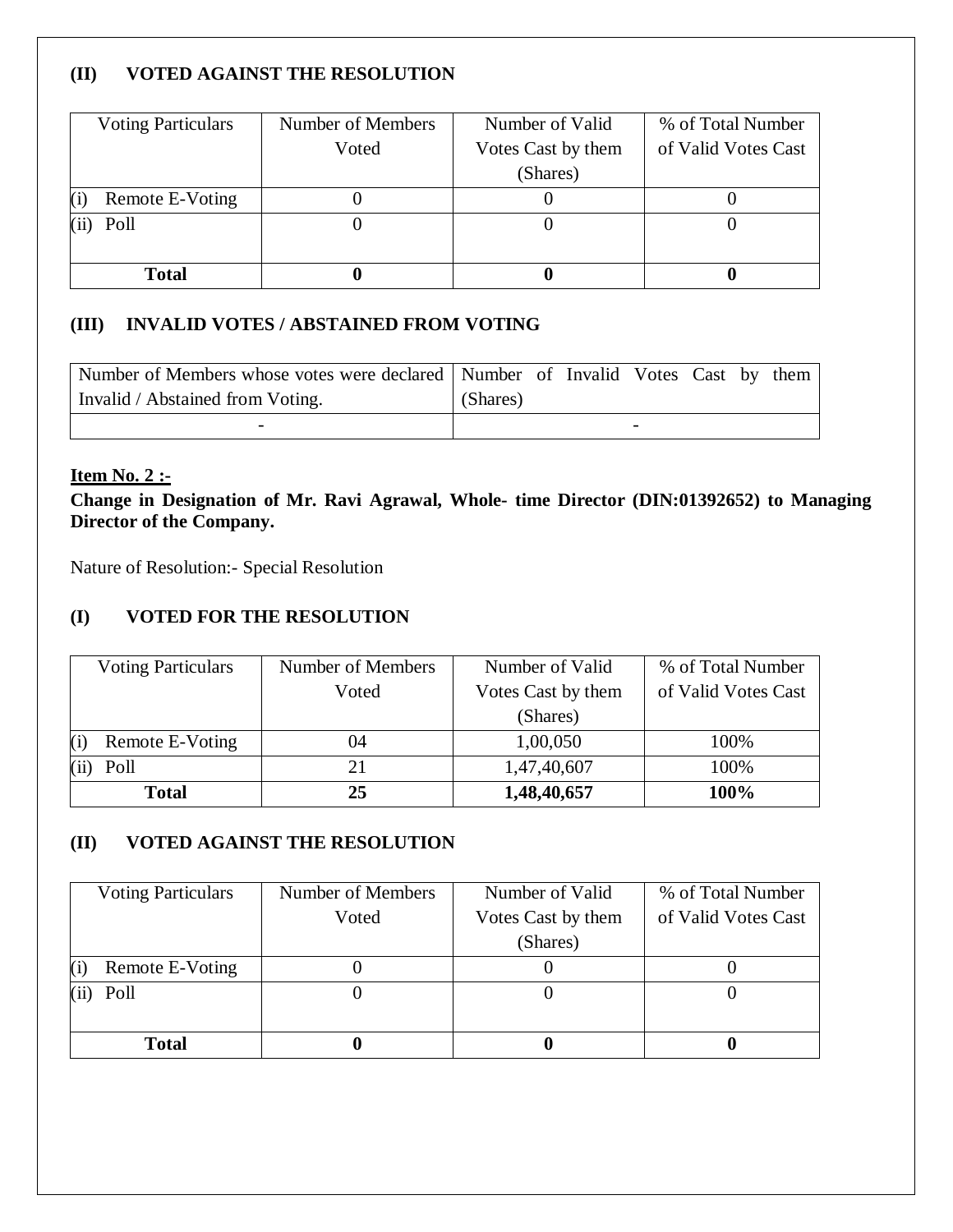### (II) VOTED AGAINST THE RESOLUTION

| Voting Particulars | Number of Members Voted | Number of Valid Votes Cast by them (Shares) | % of Total Number of Valid Votes Cast |
|---|---|---|---|
| (i) Remote E-Voting | 0 | 0 | 0 |
| (ii) Poll | 0 | 0 | 0 |
| **Total** | **0** | **0** | **0** |

### (III) INVALID VOTES / ABSTAINED FROM VOTING

| Number of Members whose votes were declared Invalid / Abstained from Voting. | Number of Invalid Votes Cast by them (Shares) |
|---|---|
| - | - |

**Item No. 2 :-**

**Change in Designation of Mr. Ravi Agrawal, Whole- time Director (DIN:01392652) to Managing Director of the Company.**

Nature of Resolution:- Special Resolution

### (I) VOTED FOR THE RESOLUTION

| Voting Particulars | Number of Members Voted | Number of Valid Votes Cast by them (Shares) | % of Total Number of Valid Votes Cast |
|---|---|---|---|
| (i) Remote E-Voting | 04 | 1,00,050 | 100% |
| (ii) Poll | 21 | 1,47,40,607 | 100% |
| **Total** | **25** | **1,48,40,657** | **100%** |

### (II) VOTED AGAINST THE RESOLUTION

| Voting Particulars | Number of Members Voted | Number of Valid Votes Cast by them (Shares) | % of Total Number of Valid Votes Cast |
|---|---|---|---|
| (i) Remote E-Voting | 0 | 0 | 0 |
| (ii) Poll | 0 | 0 | 0 |
| **Total** | **0** | **0** | **0** |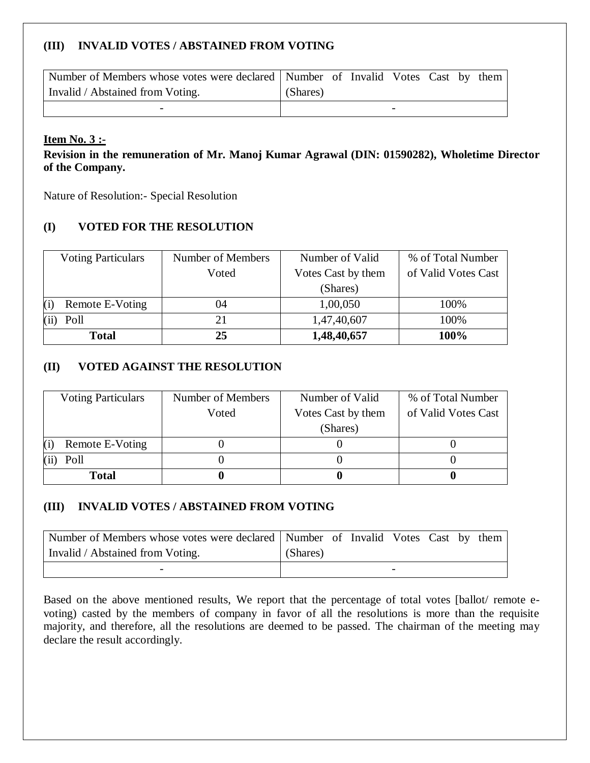### (III) INVALID VOTES / ABSTAINED FROM VOTING

| Number of Members whose votes were declared Invalid / Abstained from Voting. | Number of Invalid Votes Cast by them (Shares) |
|---|---|
| - | - |

**Item No. 3 :-**

**Revision in the remuneration of Mr. Manoj Kumar Agrawal (DIN: 01590282), Wholetime Director of the Company.**

Nature of Resolution:- Special Resolution

### (I) VOTED FOR THE RESOLUTION

| Voting Particulars | Number of Members Voted | Number of Valid Votes Cast by them (Shares) | % of Total Number of Valid Votes Cast |
|---|---|---|---|
| (i) Remote E-Voting | 04 | 1,00,050 | 100% |
| (ii) Poll | 21 | 1,47,40,607 | 100% |
| **Total** | **25** | **1,48,40,657** | **100%** |

### (II) VOTED AGAINST THE RESOLUTION

| Voting Particulars | Number of Members Voted | Number of Valid Votes Cast by them (Shares) | % of Total Number of Valid Votes Cast |
|---|---|---|---|
| (i) Remote E-Voting | 0 | 0 | 0 |
| (ii) Poll | 0 | 0 | 0 |
| **Total** | **0** | **0** | **0** |

### (III) INVALID VOTES / ABSTAINED FROM VOTING

| Number of Members whose votes were declared Invalid / Abstained from Voting. | Number of Invalid Votes Cast by them (Shares) |
|---|---|
| - | - |

Based on the above mentioned results, We report that the percentage of total votes [ballot/ remote e-voting) casted by the members of company in favor of all the resolutions is more than the requisite majority, and therefore, all the resolutions are deemed to be passed. The chairman of the meeting may declare the result accordingly.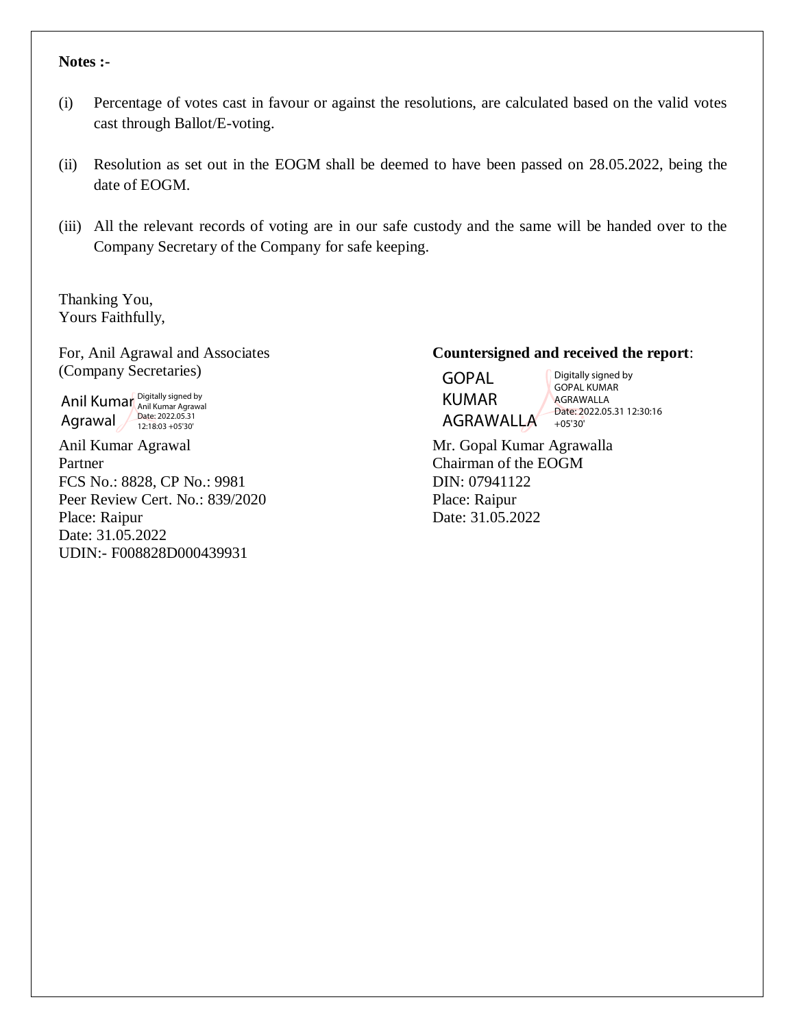**Notes :-**

(i) Percentage of votes cast in favour or against the resolutions, are calculated based on the valid votes cast through Ballot/E-voting.

(ii) Resolution as set out in the EOGM shall be deemed to have been passed on 28.05.2022, being the date of EOGM.

(iii) All the relevant records of voting are in our safe custody and the same will be handed over to the Company Secretary of the Company for safe keeping.

Thanking You,
Yours Faithfully,

For, Anil Agrawal and Associates
(Company Secretaries)

Anil Kumar Agrawal
Digitally signed by Anil Kumar Agrawal
Date: 2022.05.31 12:18:03 +05'30'

Anil Kumar Agrawal
Partner
FCS No.: 8828, CP No.: 9981
Peer Review Cert. No.: 839/2020
Place: Raipur
Date: 31.05.2022
UDIN:- F008828D000439931

**Countersigned and received the report**:

GOPAL KUMAR AGRAWALLA
Digitally signed by GOPAL KUMAR AGRAWALLA
Date: 2022.05.31 12:30:16 +05'30'

Mr. Gopal Kumar Agrawalla
Chairman of the EOGM
DIN: 07941122
Place: Raipur
Date: 31.05.2022